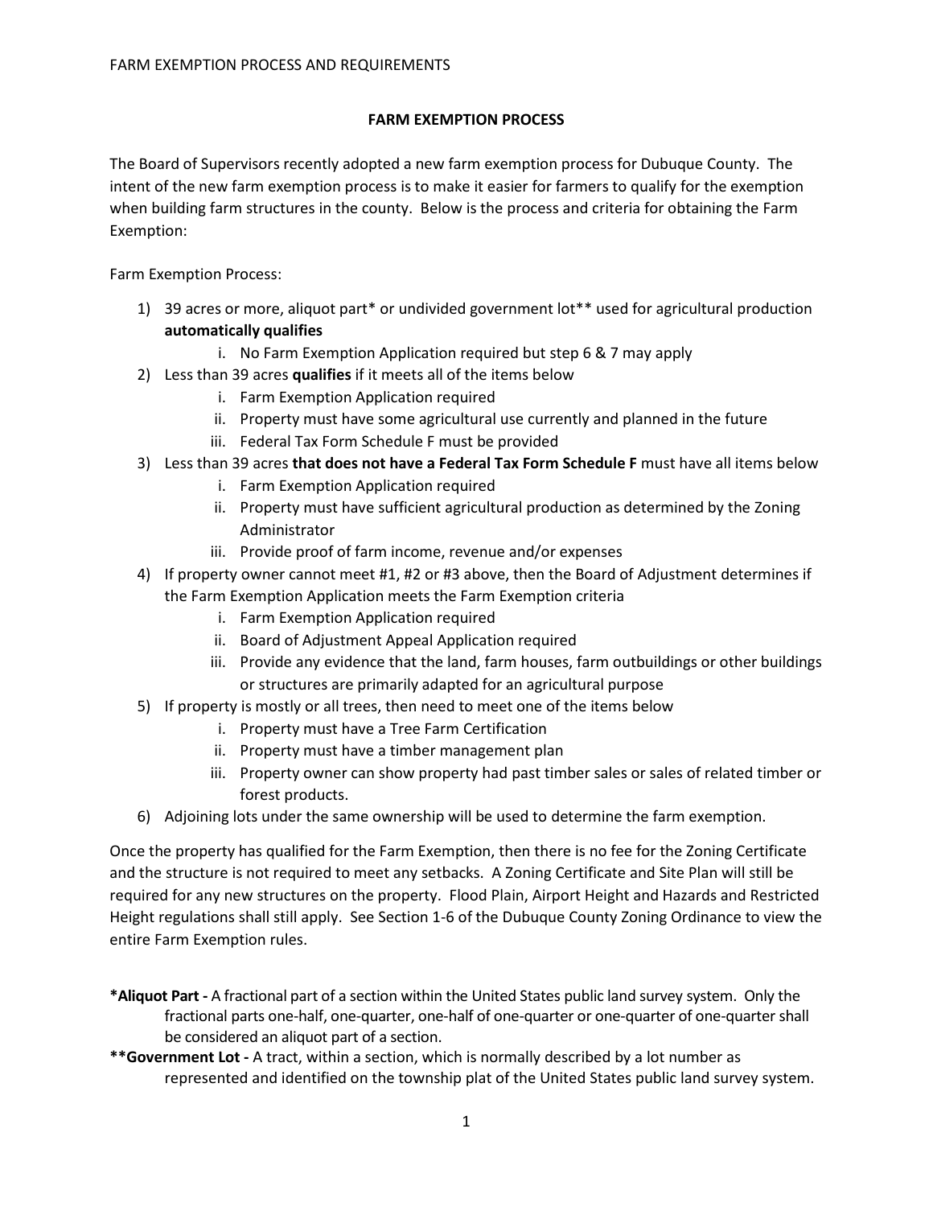## FARM EXEMPTION PROCESS

The Board of Supervisors recently adopted a new farm exemption process for Dubuque County. The intent of the new farm exemption process is to make it easier for farmers to qualify for the exemption when building farm structures in the county. Below is the process and criteria for obtaining the Farm Exemption:

Farm Exemption Process:

1) 39 acres or more, aliquot part* or undivided government lot** used for agricultural production **automatically qualifies**
   i. No Farm Exemption Application required but step 6 & 7 may apply
2) Less than 39 acres **qualifies** if it meets all of the items below
   i. Farm Exemption Application required
   ii. Property must have some agricultural use currently and planned in the future
   iii. Federal Tax Form Schedule F must be provided
3) Less than 39 acres **that does not have a Federal Tax Form Schedule F** must have all items below
   i. Farm Exemption Application required
   ii. Property must have sufficient agricultural production as determined by the Zoning Administrator
   iii. Provide proof of farm income, revenue and/or expenses
4) If property owner cannot meet #1, #2 or #3 above, then the Board of Adjustment determines if the Farm Exemption Application meets the Farm Exemption criteria
   i. Farm Exemption Application required
   ii. Board of Adjustment Appeal Application required
   iii. Provide any evidence that the land, farm houses, farm outbuildings or other buildings or structures are primarily adapted for an agricultural purpose
5) If property is mostly or all trees, then need to meet one of the items below
   i. Property must have a Tree Farm Certification
   ii. Property must have a timber management plan
   iii. Property owner can show property had past timber sales or sales of related timber or forest products.
6) Adjoining lots under the same ownership will be used to determine the farm exemption.

Once the property has qualified for the Farm Exemption, then there is no fee for the Zoning Certificate and the structure is not required to meet any setbacks. A Zoning Certificate and Site Plan will still be required for any new structures on the property. Flood Plain, Airport Height and Hazards and Restricted Height regulations shall still apply. See Section 1-6 of the Dubuque County Zoning Ordinance to view the entire Farm Exemption rules.

**\*Aliquot Part -** A fractional part of a section within the United States public land survey system. Only the fractional parts one-half, one-quarter, one-half of one-quarter or one-quarter of one-quarter shall be considered an aliquot part of a section.

**\*\*Government Lot -** A tract, within a section, which is normally described by a lot number as represented and identified on the township plat of the United States public land survey system.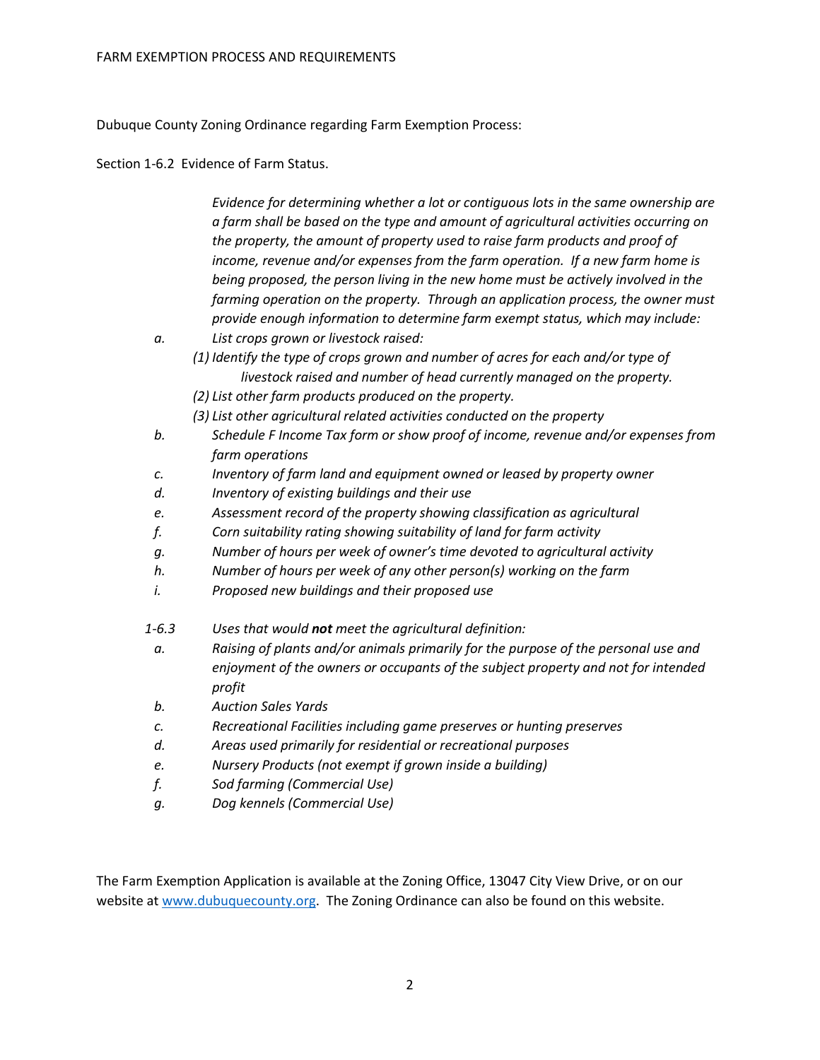FARM EXEMPTION PROCESS AND REQUIREMENTS

Dubuque County Zoning Ordinance regarding Farm Exemption Process:

Section 1-6.2 Evidence of Farm Status.

*Evidence for determining whether a lot or contiguous lots in the same ownership are a farm shall be based on the type and amount of agricultural activities occurring on the property, the amount of property used to raise farm products and proof of income, revenue and/or expenses from the farm operation. If a new farm home is being proposed, the person living in the new home must be actively involved in the farming operation on the property. Through an application process, the owner must provide enough information to determine farm exempt status, which may include:*

*a.* *List crops grown or livestock raised:*
   - *(1) Identify the type of crops grown and number of acres for each and/or type of livestock raised and number of head currently managed on the property.*
   - *(2) List other farm products produced on the property.*
   - *(3) List other agricultural related activities conducted on the property*

*b.* *Schedule F Income Tax form or show proof of income, revenue and/or expenses from farm operations*

*c.* *Inventory of farm land and equipment owned or leased by property owner*

*d.* *Inventory of existing buildings and their use*

*e.* *Assessment record of the property showing classification as agricultural*

*f.* *Corn suitability rating showing suitability of land for farm activity*

*g.* *Number of hours per week of owner's time devoted to agricultural activity*

*h.* *Number of hours per week of any other person(s) working on the farm*

*i.* *Proposed new buildings and their proposed use*

*1-6.3* *Uses that would* ***not*** *meet the agricultural definition:*

*a.* *Raising of plants and/or animals primarily for the purpose of the personal use and enjoyment of the owners or occupants of the subject property and not for intended profit*

*b.* *Auction Sales Yards*

*c.* *Recreational Facilities including game preserves or hunting preserves*

*d.* *Areas used primarily for residential or recreational purposes*

*e.* *Nursery Products (not exempt if grown inside a building)*

*f.* *Sod farming (Commercial Use)*

*g.* *Dog kennels (Commercial Use)*

The Farm Exemption Application is available at the Zoning Office, 13047 City View Drive, or on our website at [www.dubuquecounty.org](http://www.dubuquecounty.org). The Zoning Ordinance can also be found on this website.